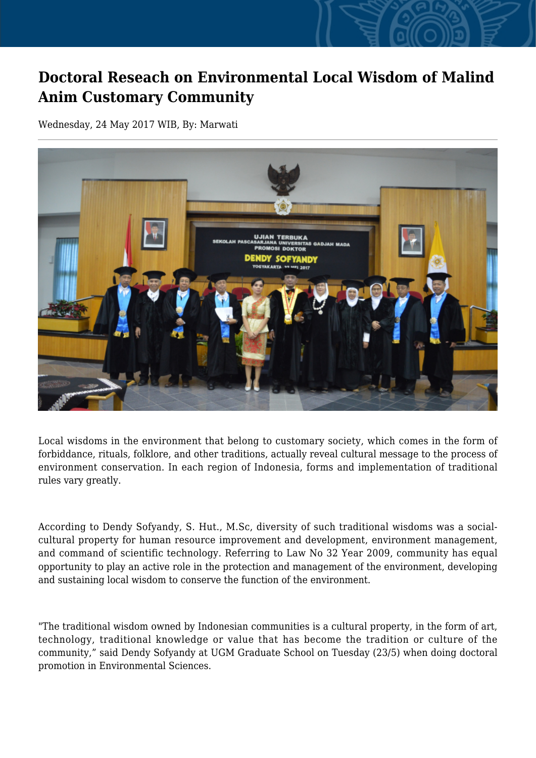# Doctoral Reseach on Environmental Local Wisdom of Malind Anim Customary Community

Wednesday, 24 May 2017 WIB, By: Marwati

Local wisdoms in the environment that belong to customary society, which comes in the form of forbiddance, rituals, folklore, and other traditions, actually reveal cultural message to the process of environment conservation. In each region of Indonesia, forms and implementation of traditional rules vary greatly.

According to Dendy Sofyandy, S. Hut., M.Sc, diversity of such traditional wisdoms was a social-cultural property for human resource improvement and development, environment management, and command of scientific technology. Referring to Law No 32 Year 2009, community has equal opportunity to play an active role in the protection and management of the environment, developing and sustaining local wisdom to conserve the function of the environment.

"The traditional wisdom owned by Indonesian communities is a cultural property, in the form of art, technology, traditional knowledge or value that has become the tradition or culture of the community," said Dendy Sofyandy at UGM Graduate School on Tuesday (23/5) when doing doctoral promotion in Environmental Sciences.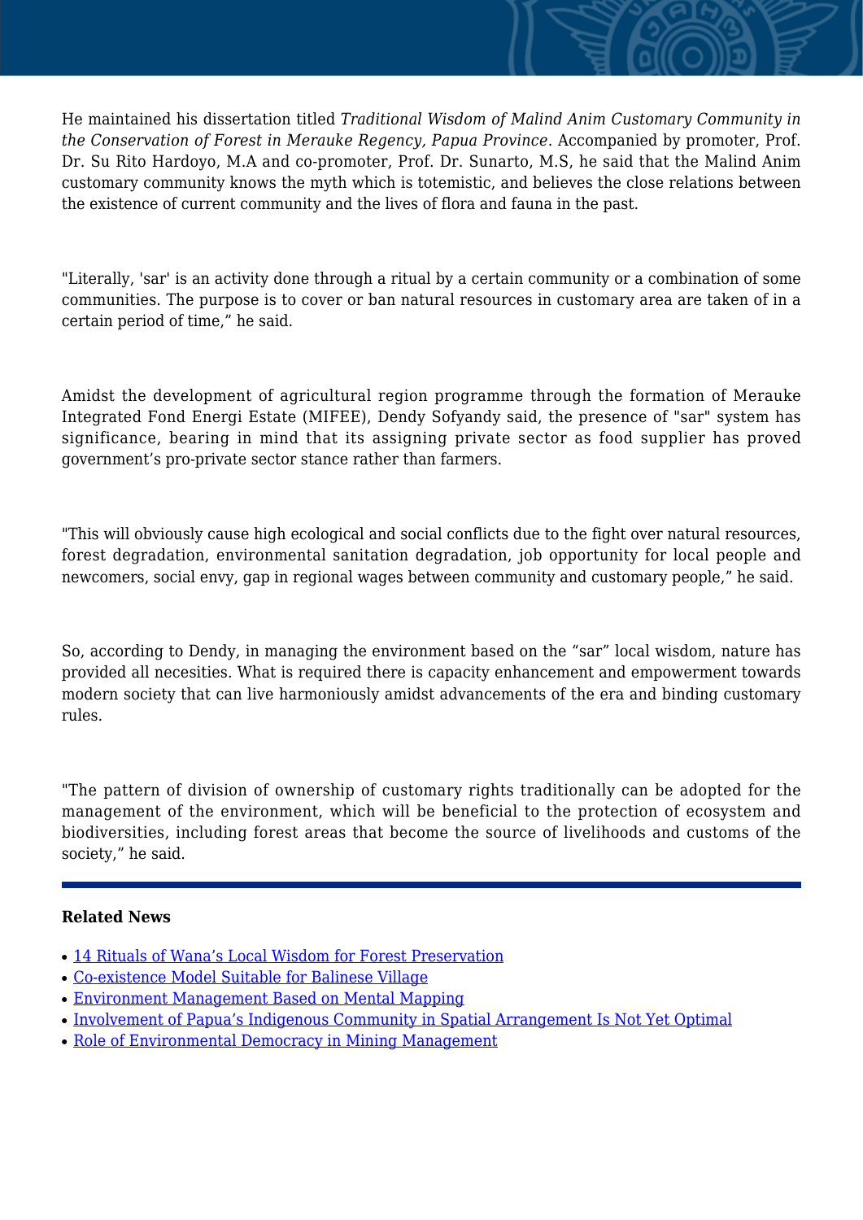He maintained his dissertation titled *Traditional Wisdom of Malind Anim Customary Community in the Conservation of Forest in Merauke Regency, Papua Province*. Accompanied by promoter, Prof. Dr. Su Rito Hardoyo, M.A and co-promoter, Prof. Dr. Sunarto, M.S, he said that the Malind Anim customary community knows the myth which is totemistic, and believes the close relations between the existence of current community and the lives of flora and fauna in the past.

"Literally, 'sar' is an activity done through a ritual by a certain community or a combination of some communities. The purpose is to cover or ban natural resources in customary area are taken of in a certain period of time," he said.

Amidst the development of agricultural region programme through the formation of Merauke Integrated Fond Energi Estate (MIFEE), Dendy Sofyandy said, the presence of "sar" system has significance, bearing in mind that its assigning private sector as food supplier has proved government's pro-private sector stance rather than farmers.

"This will obviously cause high ecological and social conflicts due to the fight over natural resources, forest degradation, environmental sanitation degradation, job opportunity for local people and newcomers, social envy, gap in regional wages between community and customary people," he said.

So, according to Dendy, in managing the environment based on the "sar" local wisdom, nature has provided all necesities. What is required there is capacity enhancement and empowerment towards modern society that can live harmoniously amidst advancements of the era and binding customary rules.

"The pattern of division of ownership of customary rights traditionally can be adopted for the management of the environment, which will be beneficial to the protection of ecosystem and biodiversities, including forest areas that become the source of livelihoods and customs of the society," he said.

---

**Related News**

- 14 Rituals of Wana's Local Wisdom for Forest Preservation
- Co-existence Model Suitable for Balinese Village
- Environment Management Based on Mental Mapping
- Involvement of Papua's Indigenous Community in Spatial Arrangement Is Not Yet Optimal
- Role of Environmental Democracy in Mining Management